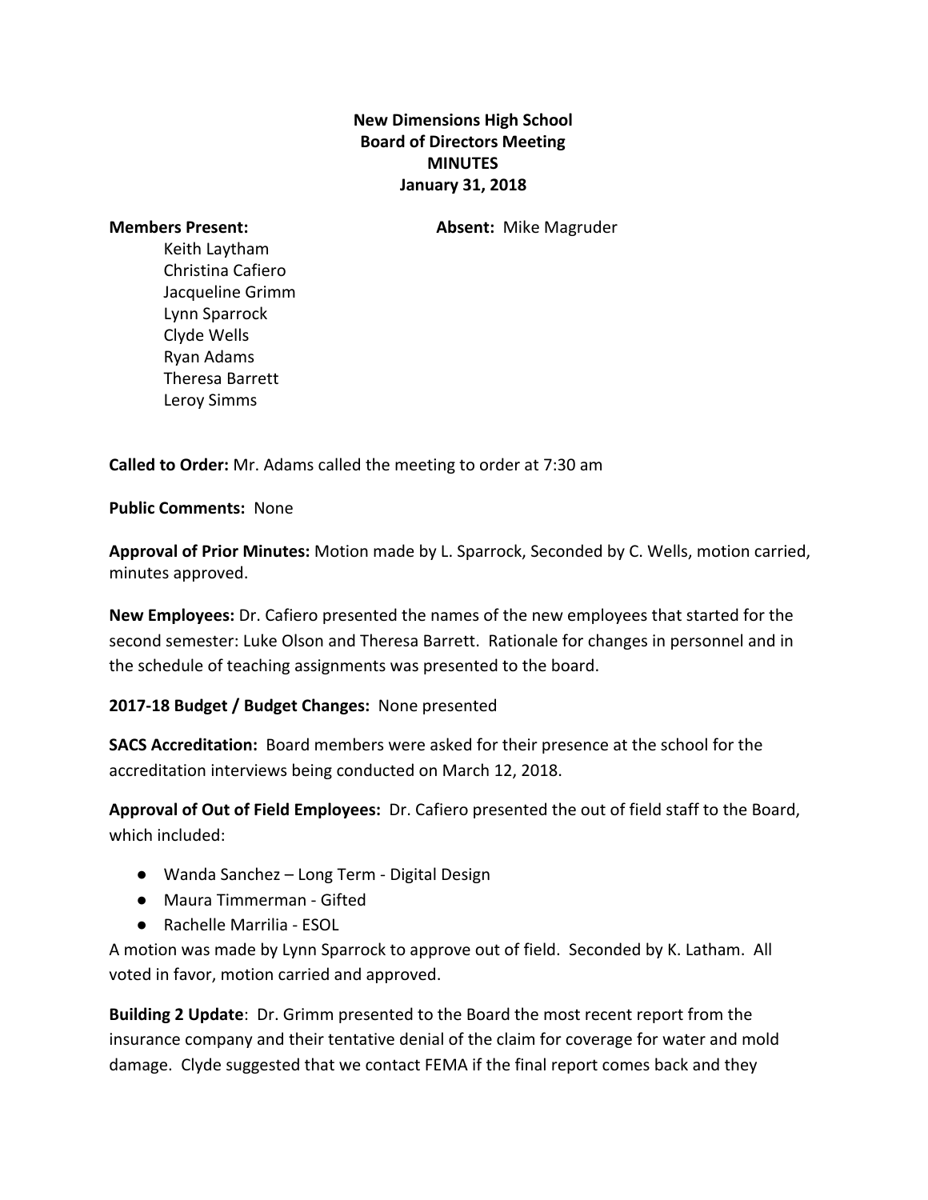**New Dimensions High School**
**Board of Directors Meeting**
**MINUTES**
**January 31, 2018**

**Members Present:**

Keith Laytham
Christina Cafiero
Jacqueline Grimm
Lynn Sparrock
Clyde Wells
Ryan Adams
Theresa Barrett
Leroy Simms

**Absent:** Mike Magruder

**Called to Order:** Mr. Adams called the meeting to order at 7:30 am

**Public Comments:** None

**Approval of Prior Minutes:** Motion made by L. Sparrock, Seconded by C. Wells, motion carried, minutes approved.

**New Employees:** Dr. Cafiero presented the names of the new employees that started for the second semester: Luke Olson and Theresa Barrett. Rationale for changes in personnel and in the schedule of teaching assignments was presented to the board.

**2017-18 Budget / Budget Changes:** None presented

**SACS Accreditation:** Board members were asked for their presence at the school for the accreditation interviews being conducted on March 12, 2018.

**Approval of Out of Field Employees:** Dr. Cafiero presented the out of field staff to the Board, which included:

- Wanda Sanchez – Long Term - Digital Design
- Maura Timmerman - Gifted
- Rachelle Marrilia - ESOL

A motion was made by Lynn Sparrock to approve out of field. Seconded by K. Latham. All voted in favor, motion carried and approved.

**Building 2 Update**: Dr. Grimm presented to the Board the most recent report from the insurance company and their tentative denial of the claim for coverage for water and mold damage. Clyde suggested that we contact FEMA if the final report comes back and they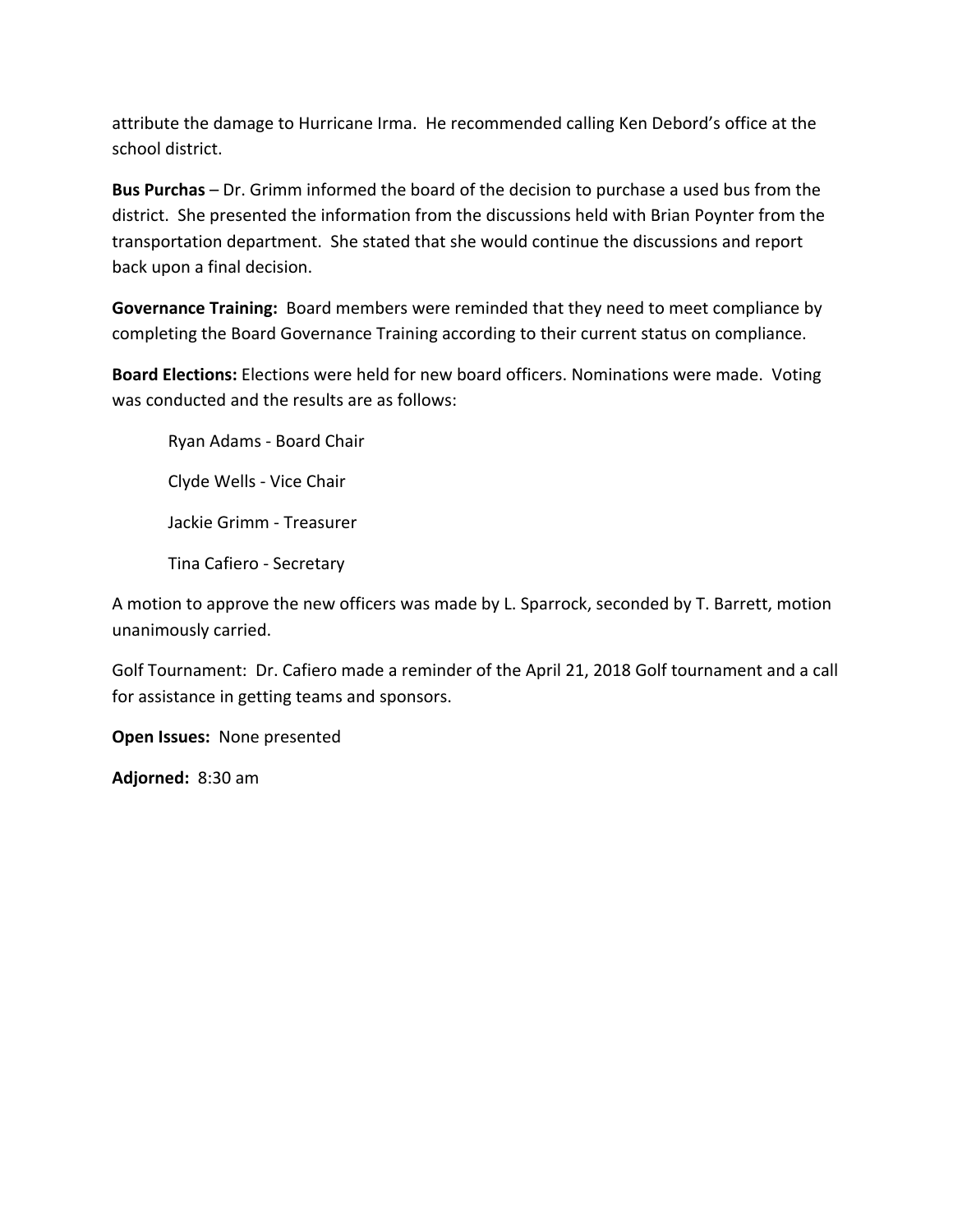attribute the damage to Hurricane Irma. He recommended calling Ken Debord's office at the school district.

**Bus Purchas** – Dr. Grimm informed the board of the decision to purchase a used bus from the district. She presented the information from the discussions held with Brian Poynter from the transportation department. She stated that she would continue the discussions and report back upon a final decision.

**Governance Training:** Board members were reminded that they need to meet compliance by completing the Board Governance Training according to their current status on compliance.

**Board Elections:** Elections were held for new board officers. Nominations were made. Voting was conducted and the results are as follows:

Ryan Adams - Board Chair

Clyde Wells - Vice Chair

Jackie Grimm - Treasurer

Tina Cafiero - Secretary

A motion to approve the new officers was made by L. Sparrock, seconded by T. Barrett, motion unanimously carried.

Golf Tournament: Dr. Cafiero made a reminder of the April 21, 2018 Golf tournament and a call for assistance in getting teams and sponsors.

**Open Issues:** None presented

**Adjorned:** 8:30 am